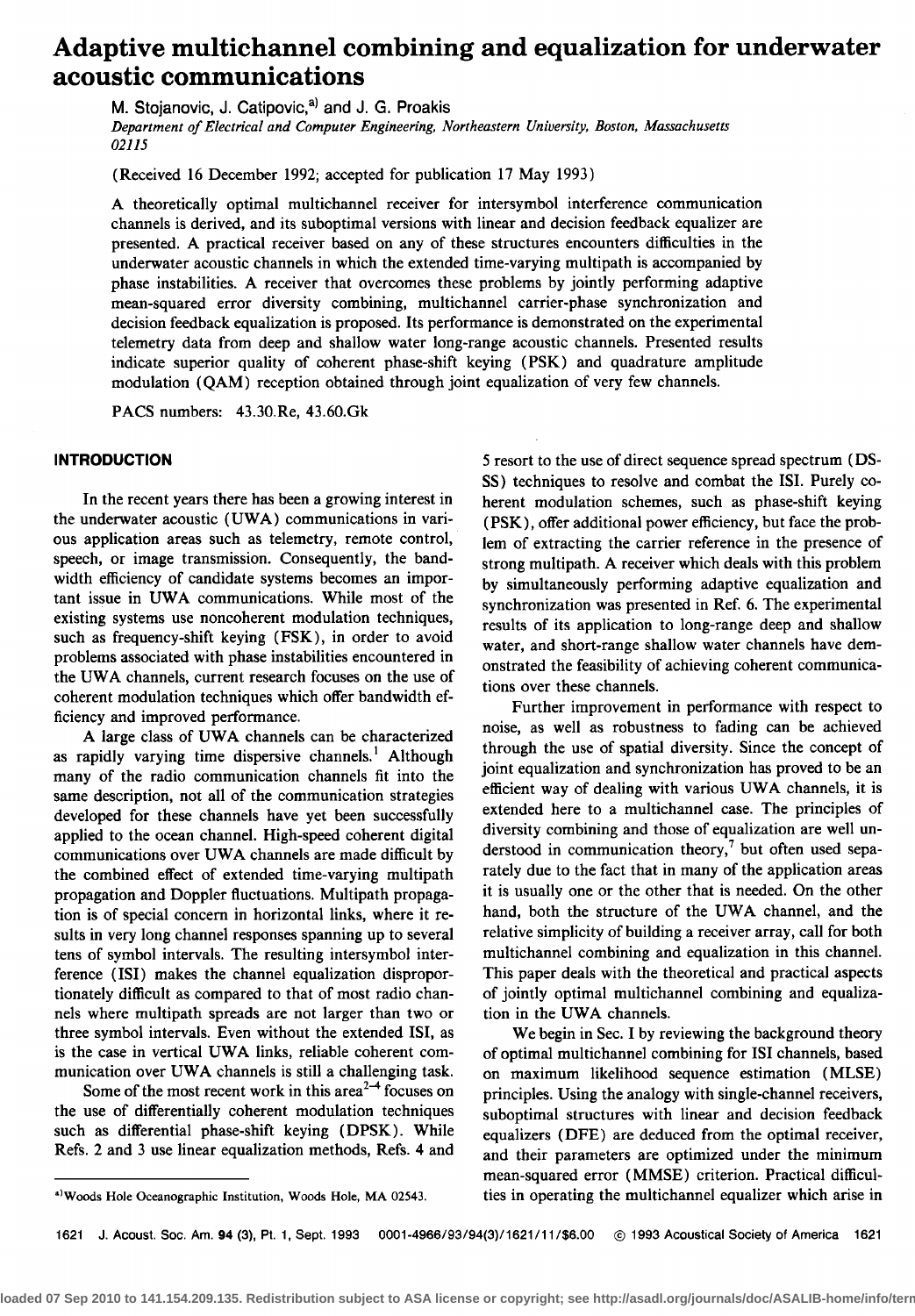# Adaptive multichannel combining and equalization for underwater acoustic communications

M. Stojanovic, J. Catipovic,[a] and J. G. Proakis

*Department of Electrical and Computer Engineering, Northeastern University, Boston, Massachusetts 02115*

(Received 16 December 1992; accepted for publication 17 May 1993)

A theoretically optimal multichannel receiver for intersymbol interference communication channels is derived, and its suboptimal versions with linear and decision feedback equalizer are presented. A practical receiver based on any of these structures encounters difficulties in the underwater acoustic channels in which the extended time-varying multipath is accompanied by phase instabilities. A receiver that overcomes these problems by jointly performing adaptive mean-squared error diversity combining, multichannel carrier-phase synchronization and decision feedback equalization is proposed. Its performance is demonstrated on the experimental telemetry data from deep and shallow water long-range acoustic channels. Presented results indicate superior quality of coherent phase-shift keying (PSK) and quadrature amplitude modulation (QAM) reception obtained through joint equalization of very few channels.

PACS numbers: 43.30.Re, 43.60.Gk

## INTRODUCTION

In the recent years there has been a growing interest in the underwater acoustic (UWA) communications in various application areas such as telemetry, remote control, speech, or image transmission. Consequently, the bandwidth efficiency of candidate systems becomes an important issue in UWA communications. While most of the existing systems use noncoherent modulation techniques, such as frequency-shift keying (FSK), in order to avoid problems associated with phase instabilities encountered in the UWA channels, current research focuses on the use of coherent modulation techniques which offer bandwidth efficiency and improved performance.

A large class of UWA channels can be characterized as rapidly varying time dispersive channels.[1] Although many of the radio communication channels fit into the same description, not all of the communication strategies developed for these channels have yet been successfully applied to the ocean channel. High-speed coherent digital communications over UWA channels are made difficult by the combined effect of extended time-varying multipath propagation and Doppler fluctuations. Multipath propagation is of special concern in horizontal links, where it results in very long channel responses spanning up to several tens of symbol intervals. The resulting intersymbol interference (ISI) makes the channel equalization disproportionately difficult as compared to that of most radio channels where multipath spreads are not larger than two or three symbol intervals. Even without the extended ISI, as is the case in vertical UWA links, reliable coherent communication over UWA channels is still a challenging task.

Some of the most recent work in this area[2–4] focuses on the use of differentially coherent modulation techniques such as differential phase-shift keying (DPSK). While Refs. 2 and 3 use linear equalization methods, Refs. 4 and 5 resort to the use of direct sequence spread spectrum (DS-SS) techniques to resolve and combat the ISI. Purely coherent modulation schemes, such as phase-shift keying (PSK), offer additional power efficiency, but face the problem of extracting the carrier reference in the presence of strong multipath. A receiver which deals with this problem by simultaneously performing adaptive equalization and synchronization was presented in Ref. 6. The experimental results of its application to long-range deep and shallow water, and short-range shallow water channels have demonstrated the feasibility of achieving coherent communications over these channels.

Further improvement in performance with respect to noise, as well as robustness to fading can be achieved through the use of spatial diversity. Since the concept of joint equalization and synchronization has proved to be an efficient way of dealing with various UWA channels, it is extended here to a multichannel case. The principles of diversity combining and those of equalization are well understood in communication theory,[7] but often used separately due to the fact that in many of the application areas it is usually one or the other that is needed. On the other hand, both the structure of the UWA channel, and the relative simplicity of building a receiver array, call for both multichannel combining and equalization in this channel. This paper deals with the theoretical and practical aspects of jointly optimal multichannel combining and equalization in the UWA channels.

We begin in Sec. I by reviewing the background theory of optimal multichannel combining for ISI channels, based on maximum likelihood sequence estimation (MLSE) principles. Using the analogy with single-channel receivers, suboptimal structures with linear and decision feedback equalizers (DFE) are deduced from the optimal receiver, and their parameters are optimized under the minimum mean-squared error (MMSE) criterion. Practical difficulties in operating the multichannel equalizer which arise in

[a] Woods Hole Oceanographic Institution, Woods Hole, MA 02543.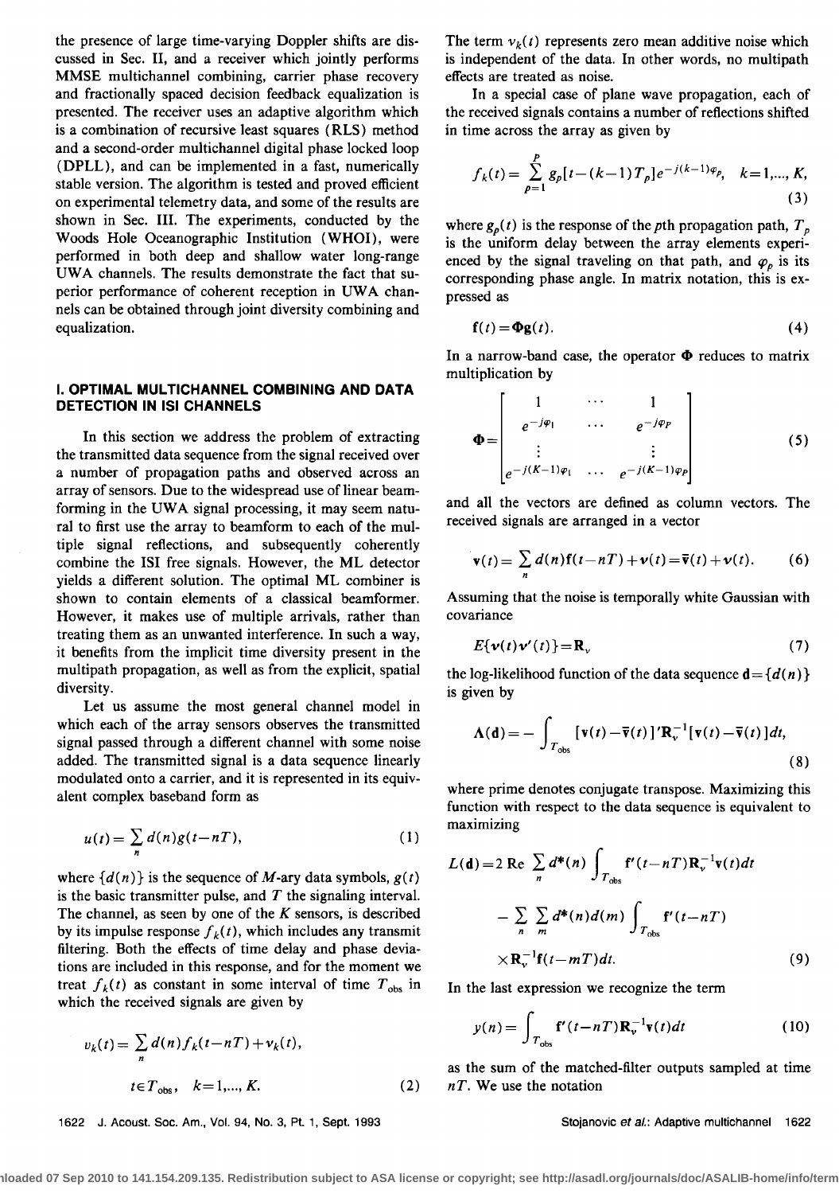the presence of large time-varying Doppler shifts are discussed in Sec. II, and a receiver which jointly performs MMSE multichannel combining, carrier phase recovery and fractionally spaced decision feedback equalization is presented. The receiver uses an adaptive algorithm which is a combination of recursive least squares (RLS) method and a second-order multichannel digital phase locked loop (DPLL), and can be implemented in a fast, numerically stable version. The algorithm is tested and proved efficient on experimental telemetry data, and some of the results are shown in Sec. III. The experiments, conducted by the Woods Hole Oceanographic Institution (WHOI), were performed in both deep and shallow water long-range UWA channels. The results demonstrate the fact that superior performance of coherent reception in UWA channels can be obtained through joint diversity combining and equalization.

## I. OPTIMAL MULTICHANNEL COMBINING AND DATA DETECTION IN ISI CHANNELS

In this section we address the problem of extracting the transmitted data sequence from the signal received over a number of propagation paths and observed across an array of sensors. Due to the widespread use of linear beamforming in the UWA signal processing, it may seem natural to first use the array to beamform to each of the multiple signal reflections, and subsequently coherently combine the ISI free signals. However, the ML detector yields a different solution. The optimal ML combiner is shown to contain elements of a classical beamformer. However, it makes use of multiple arrivals, rather than treating them as an unwanted interference. In such a way, it benefits from the implicit time diversity present in the multipath propagation, as well as from the explicit, spatial diversity.

Let us assume the most general channel model in which each of the array sensors observes the transmitted signal passed through a different channel with some noise added. The transmitted signal is a data sequence linearly modulated onto a carrier, and it is represented in its equivalent complex baseband form as

$$u(t)=\sum_n d(n)g(t-nT), \tag{1}$$

where $\{d(n)\}$ is the sequence of $M$-ary data symbols, $g(t)$ is the basic transmitter pulse, and $T$ the signaling interval. The channel, as seen by one of the $K$ sensors, is described by its impulse response $f_k(t)$, which includes any transmit filtering. Both the effects of time delay and phase deviations are included in this response, and for the moment we treat $f_k(t)$ as constant in some interval of time $T_{\text{obs}}$ in which the received signals are given by

$$v_k(t)=\sum_n d(n)f_k(t-nT)+\nu_k(t), \quad t\in T_{\text{obs}},\quad k=1,\ldots,K. \tag{2}$$

The term $\nu_k(t)$ represents zero mean additive noise which is independent of the data. In other words, no multipath effects are treated as noise.

In a special case of plane wave propagation, each of the received signals contains a number of reflections shifted in time across the array as given by

$$f_k(t)=\sum_{p=1}^{P} g_p[t-(k-1)T_p]e^{-j(k-1)\varphi_p},\quad k=1,\ldots,K, \tag{3}$$

where $g_p(t)$ is the response of the $p$th propagation path, $T_p$ is the uniform delay between the array elements experienced by the signal traveling on that path, and $\varphi_p$ is its corresponding phase angle. In matrix notation, this is expressed as

$$\mathbf{f}(t)=\mathbf{\Phi}\mathbf{g}(t). \tag{4}$$

In a narrow-band case, the operator $\mathbf{\Phi}$ reduces to matrix multiplication by

$$\mathbf{\Phi}=\begin{bmatrix} 1 & \cdots & 1 \\ e^{-j\varphi_1} & \cdots & e^{-j\varphi_P} \\ \vdots & & \vdots \\ e^{-j(K-1)\varphi_1} & \cdots & e^{-j(K-1)\varphi_P} \end{bmatrix} \tag{5}$$

and all the vectors are defined as column vectors. The received signals are arranged in a vector

$$\mathbf{v}(t)=\sum_n d(n)\mathbf{f}(t-nT)+\boldsymbol{\nu}(t)=\overline{\mathbf{v}}(t)+\boldsymbol{\nu}(t). \tag{6}$$

Assuming that the noise is temporally white Gaussian with covariance

$$E\{\boldsymbol{\nu}(t)\boldsymbol{\nu}'(t)\}=\mathbf{R}_\nu \tag{7}$$

the log-likelihood function of the data sequence $\mathbf{d}=\{d(n)\}$ is given by

$$\Lambda(\mathbf{d})=-\int_{T_{\text{obs}}}[\mathbf{v}(t)-\overline{\mathbf{v}}(t)]'\mathbf{R}_\nu^{-1}[\mathbf{v}(t)-\overline{\mathbf{v}}(t)]dt, \tag{8}$$

where prime denotes conjugate transpose. Maximizing this function with respect to the data sequence is equivalent to maximizing

$$L(\mathbf{d})=2\,\text{Re}\sum_n d^*(n)\int_{T_{\text{obs}}}\mathbf{f}'(t-nT)\mathbf{R}_\nu^{-1}\mathbf{v}(t)dt - \sum_n\sum_m d^*(n)d(m)\int_{T_{\text{obs}}}\mathbf{f}'(t-nT)\times\mathbf{R}_\nu^{-1}\mathbf{f}(t-mT)dt. \tag{9}$$

In the last expression we recognize the term

$$y(n)=\int_{T_{\text{obs}}}\mathbf{f}'(t-nT)\mathbf{R}_\nu^{-1}\mathbf{v}(t)dt \tag{10}$$

as the sum of the matched-filter outputs sampled at time $nT$. We use the notation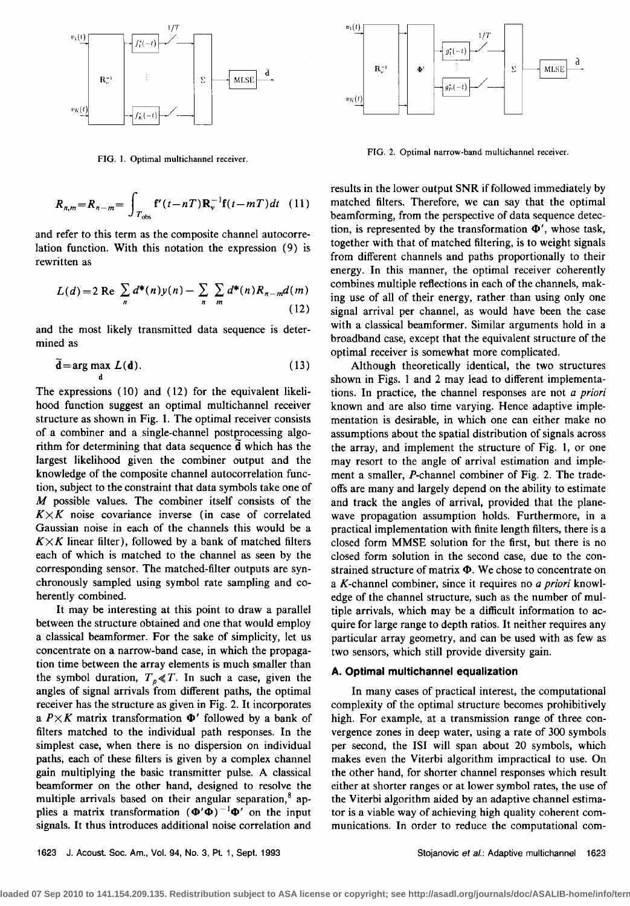FIG. 1. Optimal multichannel receiver.

FIG. 2. Optimal narrow-band multichannel receiver.

$$R_{n,m} = R_{n-m} = \int_{T_{\text{obs}}} \mathbf{f}'(t-nT)\mathbf{R}_v^{-1}\mathbf{f}(t-mT)dt \quad (11)$$

and refer to this term as the composite channel autocorrelation function. With this notation the expression (9) is rewritten as

$$L(d) = 2 \text{ Re } \sum_n d^*(n)y(n) - \sum_n \sum_m d^*(n)R_{n-m}d(m) \quad (12)$$

and the most likely transmitted data sequence is determined as

$$\tilde{\mathbf{d}} = \arg\max_{\mathbf{d}} L(\mathbf{d}). \quad (13)$$

The expressions (10) and (12) for the equivalent likelihood function suggest an optimal multichannel receiver structure as shown in Fig. 1. The optimal receiver consists of a combiner and a single-channel postprocessing algorithm for determining that data sequence $\tilde{\mathbf{d}}$ which has the largest likelihood given the combiner output and the knowledge of the composite channel autocorrelation function, subject to the constraint that data symbols take one of $M$ possible values. The combiner itself consists of the $K \times K$ noise covariance inverse (in case of correlated Gaussian noise in each of the channels this would be a $K \times K$ linear filter), followed by a bank of matched filters each of which is matched to the channel as seen by the corresponding sensor. The matched-filter outputs are synchronously sampled using symbol rate sampling and coherently combined.

It may be interesting at this point to draw a parallel between the structure obtained and one that would employ a classical beamformer. For the sake of simplicity, let us concentrate on a narrow-band case, in which the propagation time between the array elements is much smaller than the symbol duration, $T_p \ll T$. In such a case, given the angles of signal arrivals from different paths, the optimal receiver has the structure as given in Fig. 2. It incorporates a $P \times K$ matrix transformation $\mathbf{\Phi}'$ followed by a bank of filters matched to the individual path responses. In the simplest case, when there is no dispersion on individual paths, each of these filters is given by a complex channel gain multiplying the basic transmitter pulse. A classical beamformer on the other hand, designed to resolve the multiple arrivals based on their angular separation,[8] applies a matrix transformation $(\mathbf{\Phi}'\mathbf{\Phi})^{-1}\mathbf{\Phi}'$ on the input signals. It thus introduces additional noise correlation and results in the lower output SNR if followed immediately by matched filters. Therefore, we can say that the optimal beamforming, from the perspective of data sequence detection, is represented by the transformation $\mathbf{\Phi}'$, whose task, together with that of matched filtering, is to weight signals from different channels and paths proportionally to their energy. In this manner, the optimal receiver coherently combines multiple reflections in each of the channels, making use of all of their energy, rather than using only one signal arrival per channel, as would have been the case with a classical beamformer. Similar arguments hold in a broadband case, except that the equivalent structure of the optimal receiver is somewhat more complicated.

Although theoretically identical, the two structures shown in Figs. 1 and 2 may lead to different implementations. In practice, the channel responses are not *a priori* known and are also time varying. Hence adaptive implementation is desirable, in which one can either make no assumptions about the spatial distribution of signals across the array, and implement the structure of Fig. 1, or one may resort to the angle of arrival estimation and implement a smaller, $P$-channel combiner of Fig. 2. The tradeoffs are many and largely depend on the ability to estimate and track the angles of arrival, provided that the plane-wave propagation assumption holds. Furthermore, in a practical implementation with finite length filters, there is a closed form MMSE solution for the first, but there is no closed form solution in the second case, due to the constrained structure of matrix $\mathbf{\Phi}$. We chose to concentrate on a $K$-channel combiner, since it requires no *a priori* knowledge of the channel structure, such as the number of multiple arrivals, which may be a difficult information to acquire for large range to depth ratios. It neither requires any particular array geometry, and can be used with as few as two sensors, which still provide diversity gain.

### A. Optimal multichannel equalization

In many cases of practical interest, the computational complexity of the optimal structure becomes prohibitively high. For example, at a transmission range of three convergence zones in deep water, using a rate of 300 symbols per second, the ISI will span about 20 symbols, which makes even the Viterbi algorithm impractical to use. On the other hand, for shorter channel responses which result either at shorter ranges or at lower symbol rates, the use of the Viterbi algorithm aided by an adaptive channel estimator is a viable way of achieving high quality coherent communications. In order to reduce the computational com-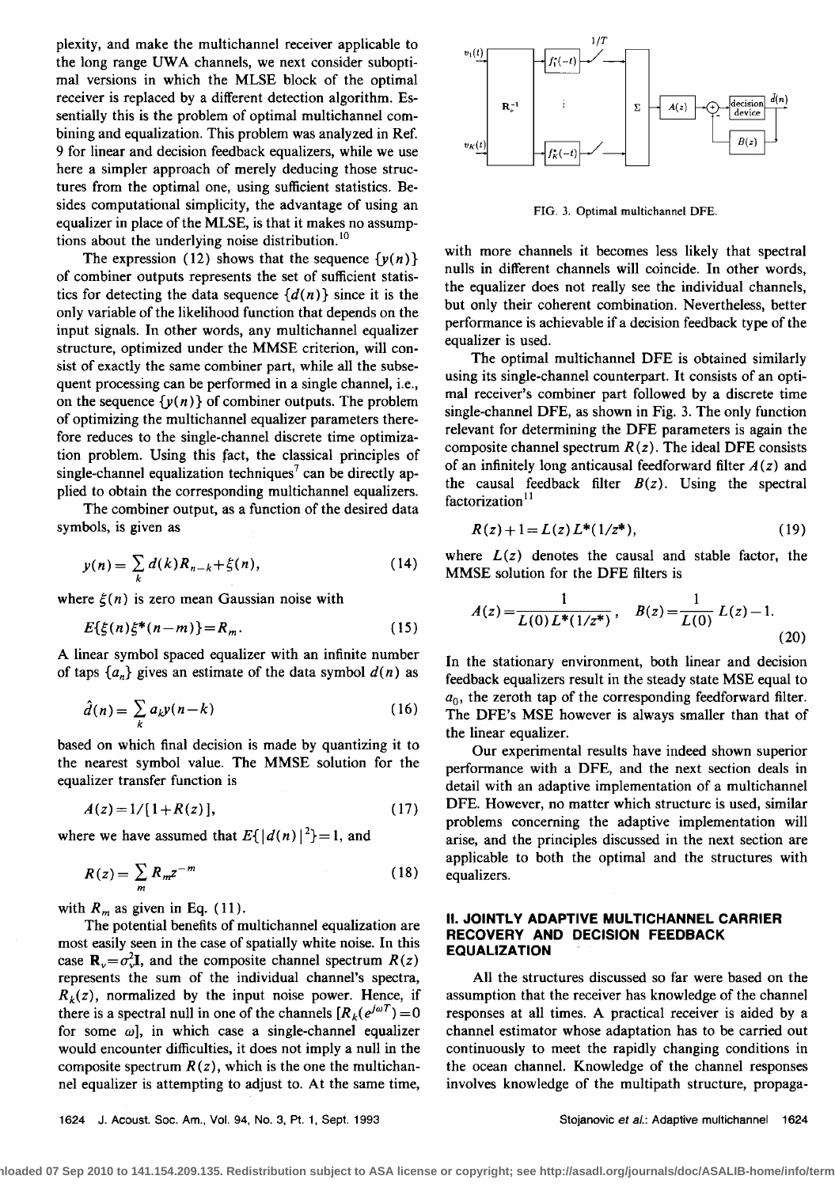plexity, and make the multichannel receiver applicable to the long range UWA channels, we next consider suboptimal versions in which the MLSE block of the optimal receiver is replaced by a different detection algorithm. Essentially this is the problem of optimal multichannel combining and equalization. This problem was analyzed in Ref. 9 for linear and decision feedback equalizers, while we use here a simpler approach of merely deducing those structures from the optimal one, using sufficient statistics. Besides computational simplicity, the advantage of using an equalizer in place of the MLSE, is that it makes no assumptions about the underlying noise distribution.[10]

The expression (12) shows that the sequence $\{y(n)\}$ of combiner outputs represents the set of sufficient statistics for detecting the data sequence $\{d(n)\}$ since it is the only variable of the likelihood function that depends on the input signals. In other words, any multichannel equalizer structure, optimized under the MMSE criterion, will consist of exactly the same combiner part, while all the subsequent processing can be performed in a single channel, i.e., on the sequence $\{y(n)\}$ of combiner outputs. The problem of optimizing the multichannel equalizer parameters therefore reduces to the single-channel discrete time optimization problem. Using this fact, the classical principles of single-channel equalization techniques[7] can be directly applied to obtain the corresponding multichannel equalizers.

The combiner output, as a function of the desired data symbols, is given as

$$y(n) = \sum_k d(k) R_{n-k} + \xi(n), \tag{14}$$

where $\xi(n)$ is zero mean Gaussian noise with

$$E\{\xi(n)\xi^*(n-m)\} = R_m. \tag{15}$$

A linear symbol spaced equalizer with an infinite number of taps $\{a_n\}$ gives an estimate of the data symbol $d(n)$ as

$$\hat{d}(n) = \sum_k a_k y(n-k) \tag{16}$$

based on which final decision is made by quantizing it to the nearest symbol value. The MMSE solution for the equalizer transfer function is

$$A(z) = 1/[1+R(z)], \tag{17}$$

where we have assumed that $E\{|d(n)|^2\}=1$, and

$$R(z) = \sum_m R_m z^{-m} \tag{18}$$

with $R_m$ as given in Eq. (11).

The potential benefits of multichannel equalization are most easily seen in the case of spatially white noise. In this case $\mathbf{R}_\nu = \sigma_\nu^2 \mathbf{I}$, and the composite channel spectrum $R(z)$ represents the sum of the individual channel's spectra, $R_k(z)$, normalized by the input noise power. Hence, if there is a spectral null in one of the channels $[R_k(e^{j\omega T})=0$ for some $\omega]$, in which case a single-channel equalizer would encounter difficulties, it does not imply a null in the composite spectrum $R(z)$, which is the one the multichannel equalizer is attempting to adjust to. At the same time, with more channels it becomes less likely that spectral nulls in different channels will coincide. In other words, the equalizer does not really see the individual channels, but only their coherent combination. Nevertheless, better performance is achievable if a decision feedback type of the equalizer is used.

FIG. 3. Optimal multichannel DFE.

The optimal multichannel DFE is obtained similarly using its single-channel counterpart. It consists of an optimal receiver's combiner part followed by a discrete time single-channel DFE, as shown in Fig. 3. The only function relevant for determining the DFE parameters is again the composite channel spectrum $R(z)$. The ideal DFE consists of an infinitely long anticausal feedforward filter $A(z)$ and the causal feedback filter $B(z)$. Using the spectral factorization[11]

$$R(z)+1 = L(z)L^*(1/z^*), \tag{19}$$

where $L(z)$ denotes the causal and stable factor, the MMSE solution for the DFE filters is

$$A(z) = \frac{1}{L(0)L^*(1/z^*)}, \quad B(z) = \frac{1}{L(0)} L(z) - 1. \tag{20}$$

In the stationary environment, both linear and decision feedback equalizers result in the steady state MSE equal to $a_0$, the zeroth tap of the corresponding feedforward filter. The DFE's MSE however is always smaller than that of the linear equalizer.

Our experimental results have indeed shown superior performance with a DFE, and the next section deals in detail with an adaptive implementation of a multichannel DFE. However, no matter which structure is used, similar problems concerning the adaptive implementation will arise, and the principles discussed in the next section are applicable to both the optimal and the structures with equalizers.

## II. JOINTLY ADAPTIVE MULTICHANNEL CARRIER RECOVERY AND DECISION FEEDBACK EQUALIZATION

All the structures discussed so far were based on the assumption that the receiver has knowledge of the channel responses at all times. A practical receiver is aided by a channel estimator whose adaptation has to be carried out continuously to meet the rapidly changing conditions in the ocean channel. Knowledge of the channel responses involves knowledge of the multipath structure, propaga-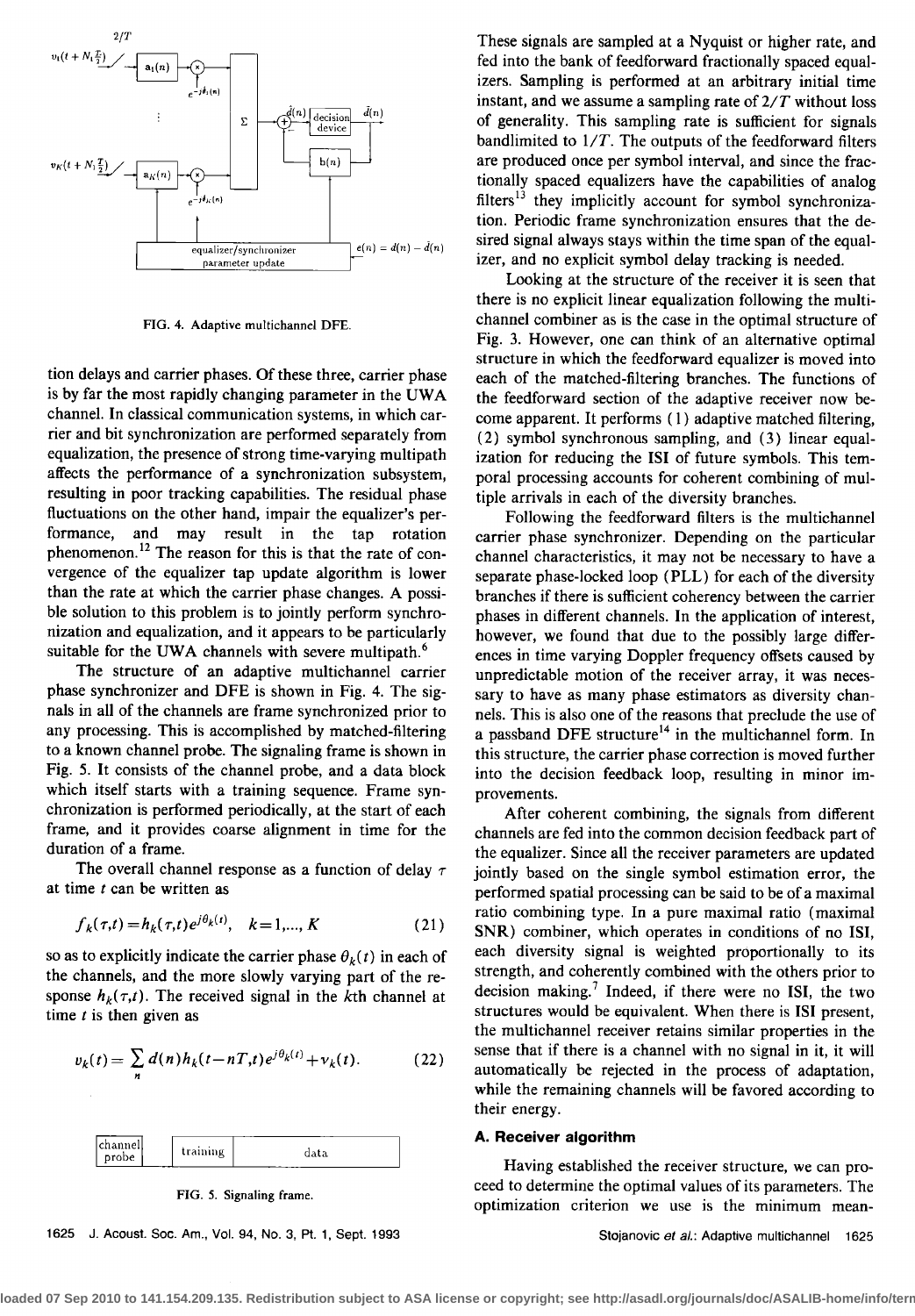FIG. 4. Adaptive multichannel DFE.

tion delays and carrier phases. Of these three, carrier phase is by far the most rapidly changing parameter in the UWA channel. In classical communication systems, in which carrier and bit synchronization are performed separately from equalization, the presence of strong time-varying multipath affects the performance of a synchronization subsystem, resulting in poor tracking capabilities. The residual phase fluctuations on the other hand, impair the equalizer's performance, and may result in the tap rotation phenomenon.[12] The reason for this is that the rate of convergence of the equalizer tap update algorithm is lower than the rate at which the carrier phase changes. A possible solution to this problem is to jointly perform synchronization and equalization, and it appears to be particularly suitable for the UWA channels with severe multipath.[6]

The structure of an adaptive multichannel carrier phase synchronizer and DFE is shown in Fig. 4. The signals in all of the channels are frame synchronized prior to any processing. This is accomplished by matched-filtering to a known channel probe. The signaling frame is shown in Fig. 5. It consists of the channel probe, and a data block which itself starts with a training sequence. Frame synchronization is performed periodically, at the start of each frame, and it provides coarse alignment in time for the duration of a frame.

The overall channel response as a function of delay $\tau$ at time $t$ can be written as

$$f_k(\tau,t) = h_k(\tau,t)e^{j\theta_k(t)}, \quad k=1,\ldots,K \tag{21}$$

so as to explicitly indicate the carrier phase $\theta_k(t)$ in each of the channels, and the more slowly varying part of the response $h_k(\tau,t)$. The received signal in the $k$th channel at time $t$ is then given as

$$v_k(t) = \sum_n d(n)h_k(t-nT,t)e^{j\theta_k(t)} + \nu_k(t). \tag{22}$$

| channel probe | training | data |
|---|---|---|

FIG. 5. Signaling frame.

These signals are sampled at a Nyquist or higher rate, and fed into the bank of feedforward fractionally spaced equalizers. Sampling is performed at an arbitrary initial time instant, and we assume a sampling rate of $2/T$ without loss of generality. This sampling rate is sufficient for signals bandlimited to $1/T$. The outputs of the feedforward filters are produced once per symbol interval, and since the fractionally spaced equalizers have the capabilities of analog filters[13] they implicitly account for symbol synchronization. Periodic frame synchronization ensures that the desired signal always stays within the time span of the equalizer, and no explicit symbol delay tracking is needed.

Looking at the structure of the receiver it is seen that there is no explicit linear equalization following the multichannel combiner as is the case in the optimal structure of Fig. 3. However, one can think of an alternative optimal structure in which the feedforward equalizer is moved into each of the matched-filtering branches. The functions of the feedforward section of the adaptive receiver now become apparent. It performs (1) adaptive matched filtering, (2) symbol synchronous sampling, and (3) linear equalization for reducing the ISI of future symbols. This temporal processing accounts for coherent combining of multiple arrivals in each of the diversity branches.

Following the feedforward filters is the multichannel carrier phase synchronizer. Depending on the particular channel characteristics, it may not be necessary to have a separate phase-locked loop (PLL) for each of the diversity branches if there is sufficient coherency between the carrier phases in different channels. In the application of interest, however, we found that due to the possibly large differences in time varying Doppler frequency offsets caused by unpredictable motion of the receiver array, it was necessary to have as many phase estimators as diversity channels. This is also one of the reasons that preclude the use of a passband DFE structure[14] in the multichannel form. In this structure, the carrier phase correction is moved further into the decision feedback loop, resulting in minor improvements.

After coherent combining, the signals from different channels are fed into the common decision feedback part of the equalizer. Since all the receiver parameters are updated jointly based on the single symbol estimation error, the performed spatial processing can be said to be of a maximal ratio combining type. In a pure maximal ratio (maximal SNR) combiner, which operates in conditions of no ISI, each diversity signal is weighted proportionally to its strength, and coherently combined with the others prior to decision making.[7] Indeed, if there were no ISI, the two structures would be equivalent. When there is ISI present, the multichannel receiver retains similar properties in the sense that if there is a channel with no signal in it, it will automatically be rejected in the process of adaptation, while the remaining channels will be favored according to their energy.

### A. Receiver algorithm

Having established the receiver structure, we can proceed to determine the optimal values of its parameters. The optimization criterion we use is the minimum mean-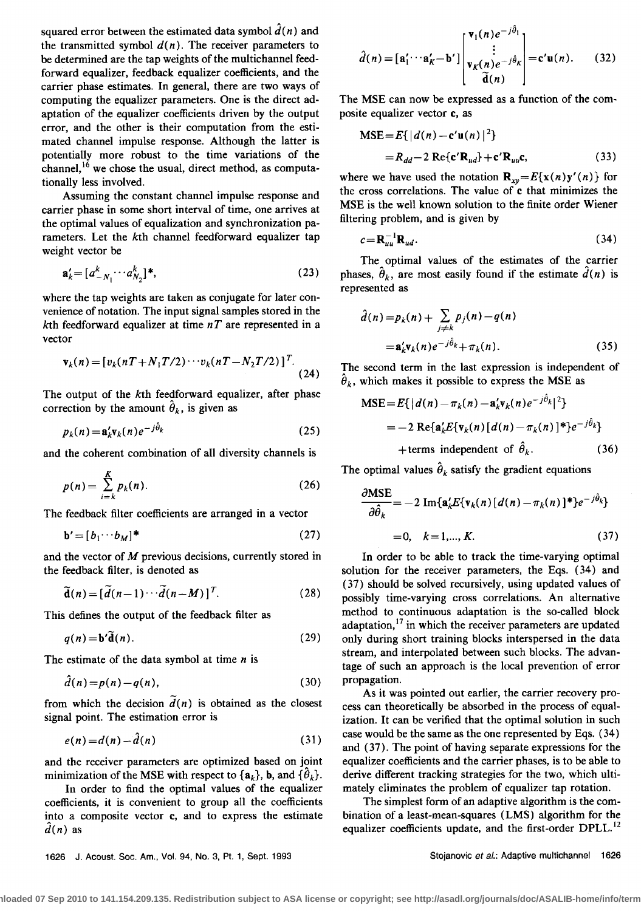squared error between the estimated data symbol $\hat{d}(n)$ and the transmitted symbol $d(n)$. The receiver parameters to be determined are the tap weights of the multichannel feedforward equalizer, feedback equalizer coefficients, and the carrier phase estimates. In general, there are two ways of computing the equalizer parameters. One is the direct adaptation of the equalizer coefficients driven by the output error, and the other is their computation from the estimated channel impulse response. Although the latter is potentially more robust to the time variations of the channel,[16] we chose the usual, direct method, as computationally less involved.

Assuming the constant channel impulse response and carrier phase in some short interval of time, one arrives at the optimal values of equalization and synchronization parameters. Let the $k$th channel feedforward equalizer tap weight vector be

$$\mathbf{a}'_k = [a^k_{-N_1} \cdots a^k_{N_2}]^*, \tag{23}$$

where the tap weights are taken as conjugate for later convenience of notation. The input signal samples stored in the $k$th feedforward equalizer at time $nT$ are represented in a vector

$$\mathbf{v}_k(n) = [v_k(nT+N_1T/2) \cdots v_k(nT-N_2T/2)]^T. \tag{24}$$

The output of the $k$th feedforward equalizer, after phase correction by the amount $\hat{\theta}_k$, is given as

$$p_k(n) = \mathbf{a}'_k \mathbf{v}_k(n) e^{-j\hat{\theta}_k} \tag{25}$$

and the coherent combination of all diversity channels is

$$p(n) = \sum_{i=k}^{K} p_k(n). \tag{26}$$

The feedback filter coefficients are arranged in a vector

$$\mathbf{b}' = [b_1 \cdots b_M]^* \tag{27}$$

and the vector of $M$ previous decisions, currently stored in the feedback filter, is denoted as

$$\tilde{\mathbf{d}}(n) = [\tilde{d}(n-1) \cdots \tilde{d}(n-M)]^T. \tag{28}$$

This defines the output of the feedback filter as

$$q(n) = \mathbf{b}' \tilde{\mathbf{d}}(n). \tag{29}$$

The estimate of the data symbol at time $n$ is

$$\hat{d}(n) = p(n) - q(n), \tag{30}$$

from which the decision $\tilde{d}(n)$ is obtained as the closest signal point. The estimation error is

$$e(n) = d(n) - \hat{d}(n) \tag{31}$$

and the receiver parameters are optimized based on joint minimization of the MSE with respect to $\{\mathbf{a}_k\}$, $\mathbf{b}$, and $\{\hat{\theta}_k\}$.

In order to find the optimal values of the equalizer coefficients, it is convenient to group all the coefficients into a composite vector $\mathbf{c}$, and to express the estimate $\hat{d}(n)$ as

$$\hat{d}(n) = [\mathbf{a}'_1 \cdots \mathbf{a}'_K - \mathbf{b}'] \begin{bmatrix} \mathbf{v}_1(n) e^{-j\hat{\theta}_1} \\ \vdots \\ \mathbf{v}_K(n) e^{-j\hat{\theta}_K} \\ \tilde{\mathbf{d}}(n) \end{bmatrix} = \mathbf{c}' \mathbf{u}(n). \tag{32}$$

The MSE can now be expressed as a function of the composite equalizer vector $\mathbf{c}$, as

$$\begin{aligned} \text{MSE} &= E\{|d(n) - \mathbf{c}'\mathbf{u}(n)|^2\} \\ &= R_{dd} - 2\,\text{Re}\{\mathbf{c}'\mathbf{R}_{ud}\} + \mathbf{c}'\mathbf{R}_{uu}\mathbf{c}, \end{aligned} \tag{33}$$

where we have used the notation $\mathbf{R}_{xy} = E\{\mathbf{x}(n)\mathbf{y}'(n)\}$ for the cross correlations. The value of $\mathbf{c}$ that minimizes the MSE is the well known solution to the finite order Wiener filtering problem, and is given by

$$c = \mathbf{R}_{uu}^{-1} \mathbf{R}_{ud}. \tag{34}$$

The optimal values of the estimates of the carrier phases, $\hat{\theta}_k$, are most easily found if the estimate $\hat{d}(n)$ is represented as

$$\begin{aligned} \hat{d}(n) &= p_k(n) + \sum_{j \neq k} p_j(n) - q(n) \\ &= \mathbf{a}'_k \mathbf{v}_k(n) e^{-j\hat{\theta}_k} + \pi_k(n). \end{aligned} \tag{35}$$

The second term in the last expression is independent of $\hat{\theta}_k$, which makes it possible to express the MSE as

$$\begin{aligned} \text{MSE} &= E\{|d(n) - \pi_k(n) - \mathbf{a}'_k \mathbf{v}_k(n) e^{-j\hat{\theta}_k}|^2\} \\ &= -2\,\text{Re}\{\mathbf{a}'_k E\{\mathbf{v}_k(n)[d(n) - \pi_k(n)]^*\} e^{-j\hat{\theta}_k}\} \\ &\quad + \text{terms independent of } \hat{\theta}_k. \end{aligned} \tag{36}$$

The optimal values $\hat{\theta}_k$ satisfy the gradient equations

$$\begin{aligned} \frac{\partial \text{MSE}}{\partial \hat{\theta}_k} &= -2\,\text{Im}\{\mathbf{a}'_k E\{\mathbf{v}_k(n)[d(n) - \pi_k(n)]^*\} e^{-j\hat{\theta}_k}\} \\ &= 0, \quad k = 1, \ldots, K. \end{aligned} \tag{37}$$

In order to be able to track the time-varying optimal solution for the receiver parameters, the Eqs. (34) and (37) should be solved recursively, using updated values of possibly time-varying cross correlations. An alternative method to continuous adaptation is the so-called block adaptation,[17] in which the receiver parameters are updated only during short training blocks interspersed in the data stream, and interpolated between such blocks. The advantage of such an approach is the local prevention of error propagation.

As it was pointed out earlier, the carrier recovery process can theoretically be absorbed in the process of equalization. It can be verified that the optimal solution in such case would be the same as the one represented by Eqs. (34) and (37). The point of having separate expressions for the equalizer coefficients and the carrier phases, is to be able to derive different tracking strategies for the two, which ultimately eliminates the problem of equalizer tap rotation.

The simplest form of an adaptive algorithm is the combination of a least-mean-squares (LMS) algorithm for the equalizer coefficients update, and the first-order DPLL.[12]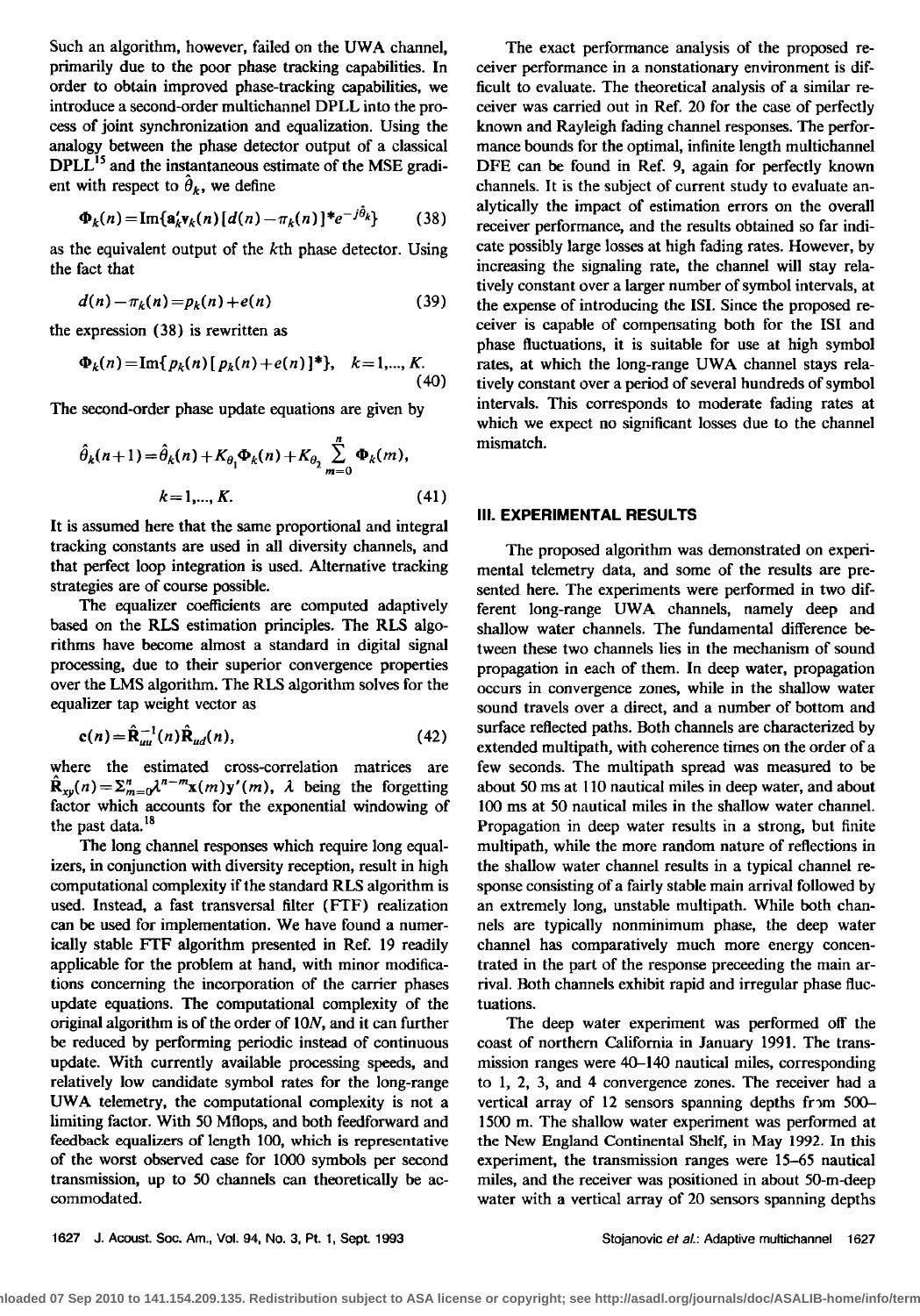Such an algorithm, however, failed on the UWA channel, primarily due to the poor phase tracking capabilities. In order to obtain improved phase-tracking capabilities, we introduce a second-order multichannel DPLL into the process of joint synchronization and equalization. Using the analogy between the phase detector output of a classical DPLL[15] and the instantaneous estimate of the MSE gradient with respect to $\hat{\theta}_k$, we define

$$\Phi_k(n) = \text{Im}\{\mathbf{a}_k' \mathbf{v}_k(n) [d(n) - \pi_k(n)]^* e^{-j\hat{\theta}_k}\} \tag{38}$$

as the equivalent output of the $k$th phase detector. Using the fact that

$$d(n) - \pi_k(n) = p_k(n) + e(n) \tag{39}$$

the expression (38) is rewritten as

$$\Phi_k(n) = \text{Im}\{p_k(n)[p_k(n) + e(n)]^*\}, \quad k = 1,..., K. \tag{40}$$

The second-order phase update equations are given by

$$\hat{\theta}_k(n+1) = \hat{\theta}_k(n) + K_{\theta_1} \Phi_k(n) + K_{\theta_2} \sum_{m=0}^{n} \Phi_k(m),$$
$$k = 1,..., K. \tag{41}$$

It is assumed here that the same proportional and integral tracking constants are used in all diversity channels, and that perfect loop integration is used. Alternative tracking strategies are of course possible.

The equalizer coefficients are computed adaptively based on the RLS estimation principles. The RLS algorithms have become almost a standard in digital signal processing, due to their superior convergence properties over the LMS algorithm. The RLS algorithm solves for the equalizer tap weight vector as

$$\mathbf{c}(n) = \hat{\mathbf{R}}_{uu}^{-1}(n) \hat{\mathbf{R}}_{ud}(n), \tag{42}$$

where the estimated cross-correlation matrices are $\hat{\mathbf{R}}_{xy}(n) = \sum_{m=0}^{n} \lambda^{n-m} \mathbf{x}(m) \mathbf{y}'(m)$, $\lambda$ being the forgetting factor which accounts for the exponential windowing of the past data.[18]

The long channel responses which require long equalizers, in conjunction with diversity reception, result in high computational complexity if the standard RLS algorithm is used. Instead, a fast transversal filter (FTF) realization can be used for implementation. We have found a numerically stable FTF algorithm presented in Ref. 19 readily applicable for the problem at hand, with minor modifications concerning the incorporation of the carrier phases update equations. The computational complexity of the original algorithm is of the order of $10N$, and it can further be reduced by performing periodic instead of continuous update. With currently available processing speeds, and relatively low candidate symbol rates for the long-range UWA telemetry, the computational complexity is not a limiting factor. With 50 Mflops, and both feedforward and feedback equalizers of length 100, which is representative of the worst observed case for 1000 symbols per second transmission, up to 50 channels can theoretically be accommodated.

The exact performance analysis of the proposed receiver performance in a nonstationary environment is difficult to evaluate. The theoretical analysis of a similar receiver was carried out in Ref. 20 for the case of perfectly known and Rayleigh fading channel responses. The performance bounds for the optimal, infinite length multichannel DFE can be found in Ref. 9, again for perfectly known channels. It is the subject of current study to evaluate analytically the impact of estimation errors on the overall receiver performance, and the results obtained so far indicate possibly large losses at high fading rates. However, by increasing the signaling rate, the channel will stay relatively constant over a larger number of symbol intervals, at the expense of introducing the ISI. Since the proposed receiver is capable of compensating both for the ISI and phase fluctuations, it is suitable for use at high symbol rates, at which the long-range UWA channel stays relatively constant over a period of several hundreds of symbol intervals. This corresponds to moderate fading rates at which we expect no significant losses due to the channel mismatch.

## III. EXPERIMENTAL RESULTS

The proposed algorithm was demonstrated on experimental telemetry data, and some of the results are presented here. The experiments were performed in two different long-range UWA channels, namely deep and shallow water channels. The fundamental difference between these two channels lies in the mechanism of sound propagation in each of them. In deep water, propagation occurs in convergence zones, while in the shallow water sound travels over a direct, and a number of bottom and surface reflected paths. Both channels are characterized by extended multipath, with coherence times on the order of a few seconds. The multipath spread was measured to be about 50 ms at 110 nautical miles in deep water, and about 100 ms at 50 nautical miles in the shallow water channel. Propagation in deep water results in a strong, but finite multipath, while the more random nature of reflections in the shallow water channel results in a typical channel response consisting of a fairly stable main arrival followed by an extremely long, unstable multipath. While both channels are typically nonminimum phase, the deep water channel has comparatively much more energy concentrated in the part of the response preceeding the main arrival. Both channels exhibit rapid and irregular phase fluctuations.

The deep water experiment was performed off the coast of northern California in January 1991. The transmission ranges were 40–140 nautical miles, corresponding to 1, 2, 3, and 4 convergence zones. The receiver had a vertical array of 12 sensors spanning depths from 500–1500 m. The shallow water experiment was performed at the New England Continental Shelf, in May 1992. In this experiment, the transmission ranges were 15–65 nautical miles, and the receiver was positioned in about 50-m-deep water with a vertical array of 20 sensors spanning depths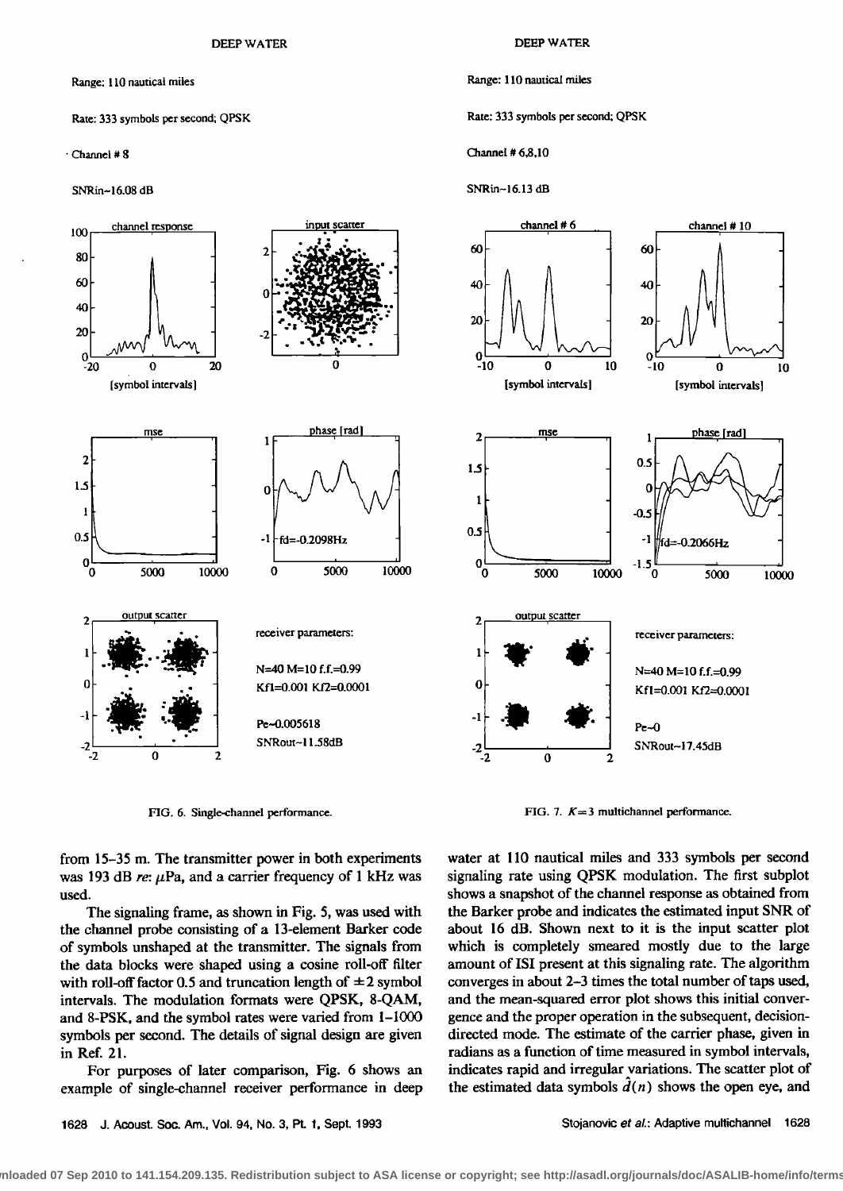FIG. 6. Single-channel performance.

FIG. 7. $K=3$ multichannel performance.

from 15–35 m. The transmitter power in both experiments was 193 dB *re*: $\mu$Pa, and a carrier frequency of 1 kHz was used.

The signaling frame, as shown in Fig. 5, was used with the channel probe consisting of a 13-element Barker code of symbols unshaped at the transmitter. The signals from the data blocks were shaped using a cosine roll-off filter with roll-off factor 0.5 and truncation length of $\pm 2$ symbol intervals. The modulation formats were QPSK, 8-QAM, and 8-PSK, and the symbol rates were varied from 1–1000 symbols per second. The details of signal design are given in Ref. 21.

For purposes of later comparison, Fig. 6 shows an example of single-channel receiver performance in deep water at 110 nautical miles and 333 symbols per second signaling rate using QPSK modulation. The first subplot shows a snapshot of the channel response as obtained from the Barker probe and indicates the estimated input SNR of about 16 dB. Shown next to it is the input scatter plot which is completely smeared mostly due to the large amount of ISI present at this signaling rate. The algorithm converges in about 2–3 times the total number of taps used, and the mean-squared error plot shows this initial convergence and the proper operation in the subsequent, decision-directed mode. The estimate of the carrier phase, given in radians as a function of time measured in symbol intervals, indicates rapid and irregular variations. The scatter plot of the estimated data symbols $\hat{d}(n)$ shows the open eye, and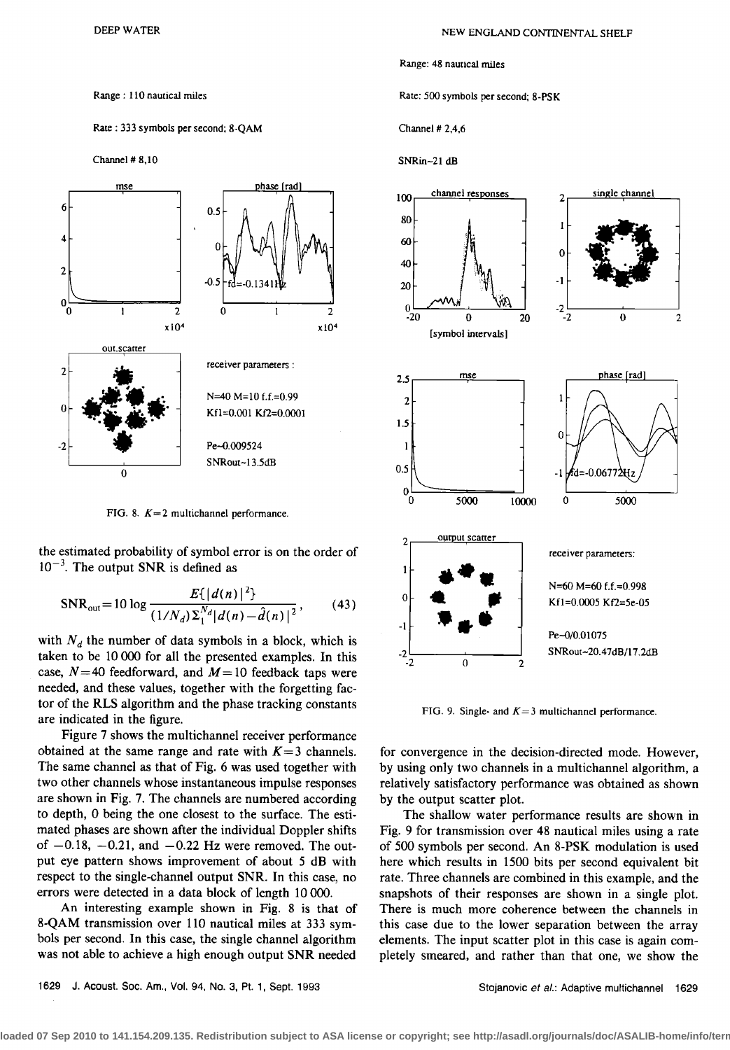the estimated probability of symbol error is on the order of $10^{-3}$. The output SNR is defined as

$$\mathrm{SNR_{out}} = 10 \log \frac{E\{|d(n)|^2\}}{(1/N_d)\sum_1^{N_d} |d(n) - \hat{d}(n)|^2}, \qquad (43)$$

with $N_d$ the number of data symbols in a block, which is taken to be 10 000 for all the presented examples. In this case, $N=40$ feedforward, and $M=10$ feedback taps were needed, and these values, together with the forgetting factor of the RLS algorithm and the phase tracking constants are indicated in the figure.

Figure 7 shows the multichannel receiver performance obtained at the same range and rate with $K=3$ channels. The same channel as that of Fig. 6 was used together with two other channels whose instantaneous impulse responses are shown in Fig. 7. The channels are numbered according to depth, 0 being the one closest to the surface. The estimated phases are shown after the individual Doppler shifts of $-0.18$, $-0.21$, and $-0.22$ Hz were removed. The output eye pattern shows improvement of about 5 dB with respect to the single-channel output SNR. In this case, no errors were detected in a data block of length 10 000.

An interesting example shown in Fig. 8 is that of 8-QAM transmission over 110 nautical miles at 333 symbols per second. In this case, the single channel algorithm was not able to achieve a high enough output SNR needed for convergence in the decision-directed mode. However, by using only two channels in a multichannel algorithm, a relatively satisfactory performance was obtained as shown by the output scatter plot.

FIG. 8. $K=2$ multichannel performance.

The shallow water performance results are shown in Fig. 9 for transmission over 48 nautical miles using a rate of 500 symbols per second. An 8-PSK modulation is used here which results in 1500 bits per second equivalent bit rate. Three channels are combined in this example, and the snapshots of their responses are shown in a single plot. There is much more coherence between the channels in this case due to the lower separation between the array elements. The input scatter plot in this case is again completely smeared, and rather than that one, we show the

FIG. 9. Single- and $K=3$ multichannel performance.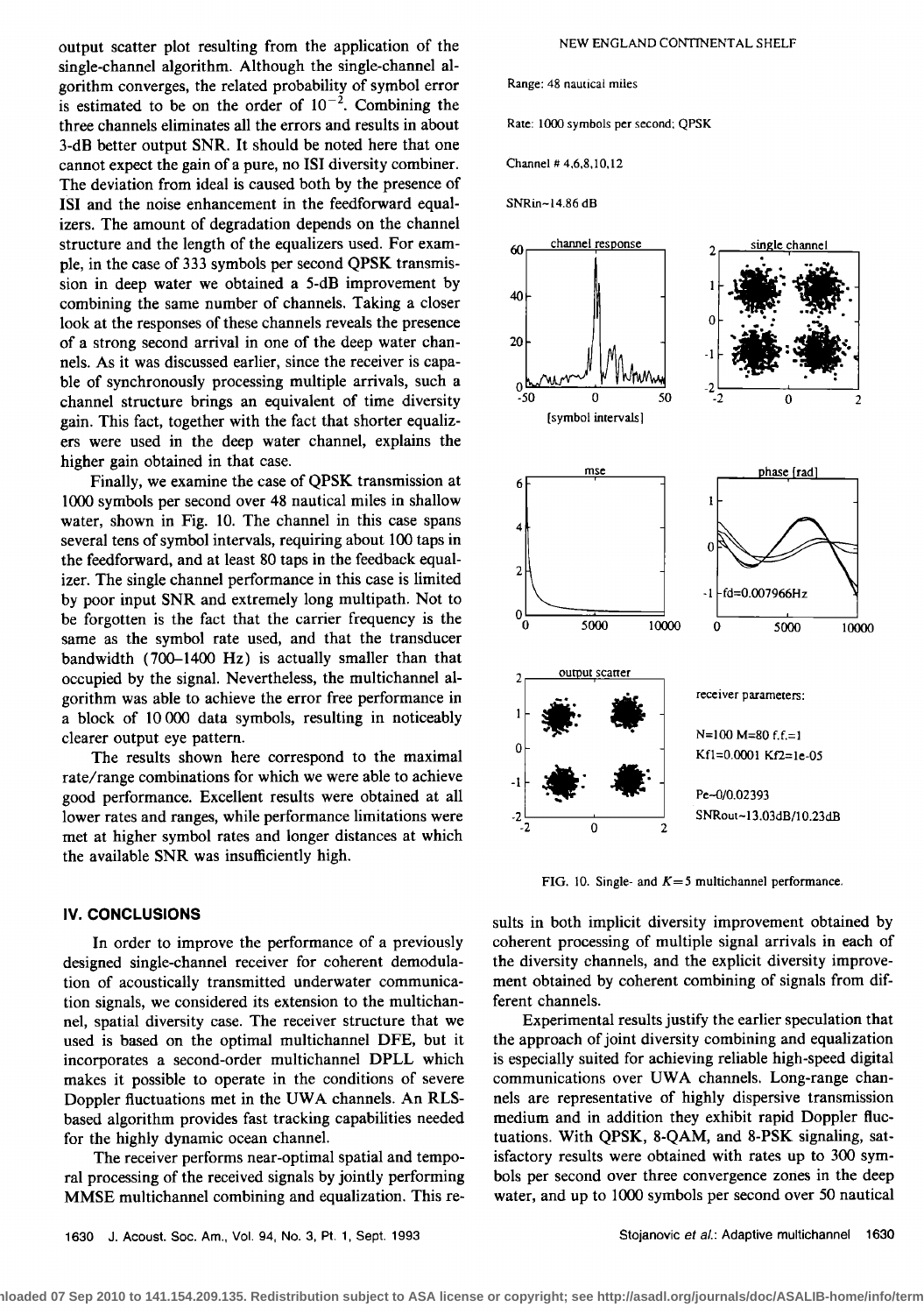output scatter plot resulting from the application of the single-channel algorithm. Although the single-channel algorithm converges, the related probability of symbol error is estimated to be on the order of $10^{-2}$. Combining the three channels eliminates all the errors and results in about 3-dB better output SNR. It should be noted here that one cannot expect the gain of a pure, no ISI diversity combiner. The deviation from ideal is caused both by the presence of ISI and the noise enhancement in the feedforward equalizers. The amount of degradation depends on the channel structure and the length of the equalizers used. For example, in the case of 333 symbols per second QPSK transmission in deep water we obtained a 5-dB improvement by combining the same number of channels. Taking a closer look at the responses of these channels reveals the presence of a strong second arrival in one of the deep water channels. As it was discussed earlier, since the receiver is capable of synchronously processing multiple arrivals, such a channel structure brings an equivalent of time diversity gain. This fact, together with the fact that shorter equalizers were used in the deep water channel, explains the higher gain obtained in that case.

Finally, we examine the case of QPSK transmission at 1000 symbols per second over 48 nautical miles in shallow water, shown in Fig. 10. The channel in this case spans several tens of symbol intervals, requiring about 100 taps in the feedforward, and at least 80 taps in the feedback equalizer. The single channel performance in this case is limited by poor input SNR and extremely long multipath. Not to be forgotten is the fact that the carrier frequency is the same as the symbol rate used, and that the transducer bandwidth (700–1400 Hz) is actually smaller than that occupied by the signal. Nevertheless, the multichannel algorithm was able to achieve the error free performance in a block of 10 000 data symbols, resulting in noticeably clearer output eye pattern.

The results shown here correspond to the maximal rate/range combinations for which we were able to achieve good performance. Excellent results were obtained at all lower rates and ranges, while performance limitations were met at higher symbol rates and longer distances at which the available SNR was insufficiently high.

NEW ENGLAND CONTINENTAL SHELF

Range: 48 nautical miles

Rate: 1000 symbols per second; QPSK

Channel # 4,6,8,10,12

SNRin~14.86 dB

receiver parameters:

N=100 M=80 f.f.=1
Kf1=0.0001 Kf2=1e-05

Pe~0/0.02393
SNRout~13.03dB/10.23dB

FIG. 10. Single- and $K=5$ multichannel performance.

## IV. CONCLUSIONS

In order to improve the performance of a previously designed single-channel receiver for coherent demodulation of acoustically transmitted underwater communication signals, we considered its extension to the multichannel, spatial diversity case. The receiver structure that we used is based on the optimal multichannel DFE, but it incorporates a second-order multichannel DPLL which makes it possible to operate in the conditions of severe Doppler fluctuations met in the UWA channels. An RLS-based algorithm provides fast tracking capabilities needed for the highly dynamic ocean channel.

The receiver performs near-optimal spatial and temporal processing of the received signals by jointly performing MMSE multichannel combining and equalization. This results in both implicit diversity improvement obtained by coherent processing of multiple signal arrivals in each of the diversity channels, and the explicit diversity improvement obtained by coherent combining of signals from different channels.

Experimental results justify the earlier speculation that the approach of joint diversity combining and equalization is especially suited for achieving reliable high-speed digital communications over UWA channels. Long-range channels are representative of highly dispersive transmission medium and in addition they exhibit rapid Doppler fluctuations. With QPSK, 8-QAM, and 8-PSK signaling, satisfactory results were obtained with rates up to 300 symbols per second over three convergence zones in the deep water, and up to 1000 symbols per second over 50 nautical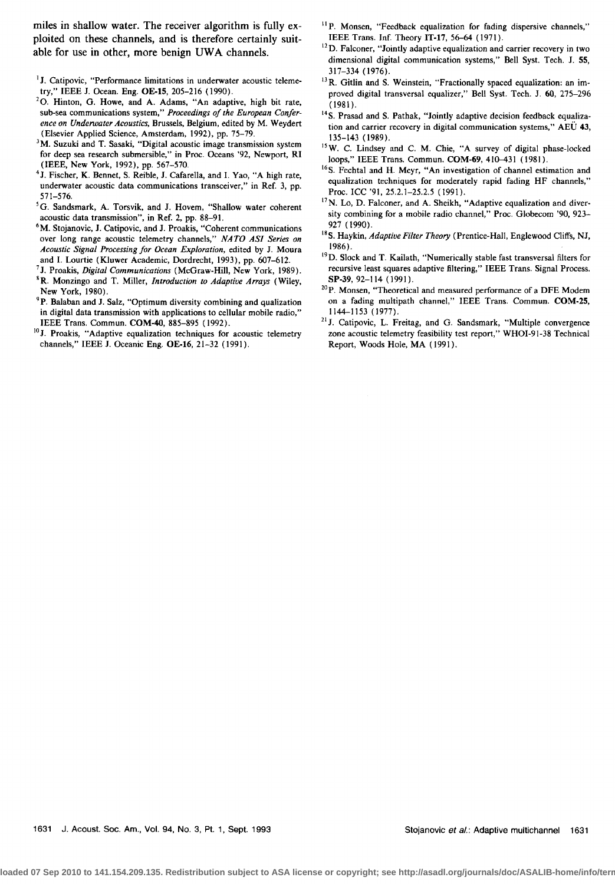miles in shallow water. The receiver algorithm is fully exploited on these channels, and is therefore certainly suitable for use in other, more benign UWA channels.

[1] J. Catipovic, "Performance limitations in underwater acoustic telemetry," IEEE J. Ocean. Eng. **OE-15**, 205–216 (1990).

[2] O. Hinton, G. Howe, and A. Adams, "An adaptive, high bit rate, sub-sea communications system," *Proceedings of the European Conference on Underwater Acoustics*, Brussels, Belgium, edited by M. Weydert (Elsevier Applied Science, Amsterdam, 1992), pp. 75–79.

[3] M. Suzuki and T. Sasaki, "Digital acoustic image transmission system for deep sea research submersible," in Proc. Oceans '92, Newport, RI (IEEE, New York, 1992), pp. 567–570.

[4] J. Fischer, K. Bennet, S. Reible, J. Cafarella, and I. Yao, "A high rate, underwater acoustic data communications transceiver," in Ref. 3, pp. 571–576.

[5] G. Sandsmark, A. Torsvik, and J. Hovem, "Shallow water coherent acoustic data transmission", in Ref. 2, pp. 88–91.

[6] M. Stojanovic, J. Catipovic, and J. Proakis, "Coherent communications over long range acoustic telemetry channels," *NATO ASI Series on Acoustic Signal Processing for Ocean Exploration*, edited by J. Moura and I. Lourtie (Kluwer Academic, Dordrecht, 1993), pp. 607–612.

[7] J. Proakis, *Digital Communications* (McGraw-Hill, New York, 1989).

[8] R. Monzingo and T. Miller, *Introduction to Adaptive Arrays* (Wiley, New York, 1980).

[9] P. Balaban and J. Salz, "Optimum diversity combining and qualization in digital data transmission with applications to cellular mobile radio," IEEE Trans. Commun. **COM-40**, 885–895 (1992).

[10] J. Proakis, "Adaptive equalization techniques for acoustic telemetry channels," IEEE J. Oceanic Eng. **OE-16**, 21–32 (1991).

[11] P. Monsen, "Feedback equalization for fading dispersive channels," IEEE Trans. Inf. Theory **IT-17**, 56–64 (1971).

[12] D. Falconer, "Jointly adaptive equalization and carrier recovery in two dimensional digital communication systems," Bell Syst. Tech. J. **55**, 317–334 (1976).

[13] R. Gitlin and S. Weinstein, "Fractionally spaced equalization: an improved digital transversal equalizer," Bell Syst. Tech. J. **60**, 275–296 (1981).

[14] S. Prasad and S. Pathak, "Jointly adaptive decision feedback equalization and carrier recovery in digital communication systems," AEÜ **43**, 135–143 (1989).

[15] W. C. Lindsey and C. M. Chie, "A survey of digital phase-locked loops," IEEE Trans. Commun. **COM-69**, 410–431 (1981).

[16] S. Fechtal and H. Meyr, "An investigation of channel estimation and equalization techniques for moderately rapid fading HF channels," Proc. ICC '91, 25.2.1–25.2.5 (1991).

[17] N. Lo, D. Falconer, and A. Sheikh, "Adaptive equalization and diversity combining for a mobile radio channel," Proc. Globecom '90, 923–927 (1990).

[18] S. Haykin, *Adaptive Filter Theory* (Prentice-Hall, Englewood Cliffs, NJ, 1986).

[19] D. Slock and T. Kailath, "Numerically stable fast transversal filters for recursive least squares adaptive filtering," IEEE Trans. Signal Process. **SP-39**, 92–114 (1991).

[20] P. Monsen, "Theoretical and measured performance of a DFE Modem on a fading multipath channel," IEEE Trans. Commun. **COM-25**, 1144–1153 (1977).

[21] J. Catipovic, L. Freitag, and G. Sandsmark, "Multiple convergence zone acoustic telemetry feasibility test report," WHOI-91-38 Technical Report, Woods Hole, MA (1991).